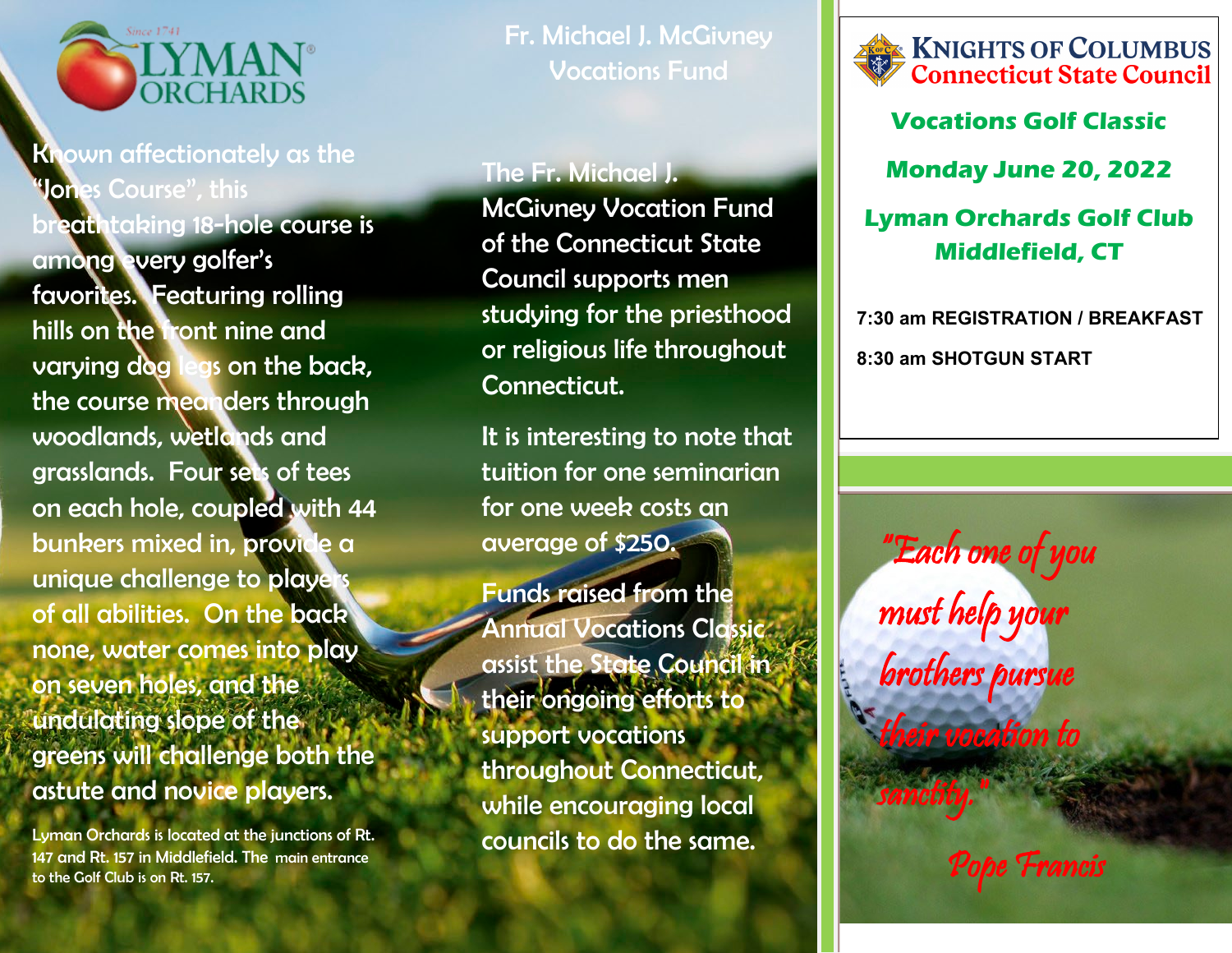Since 1741 LYMAN ORCHARDS

Known affectionately as the "Jones Course", this breathtaking 18-hole course is among every golfer's favorites. Featuring rolling hills on the front nine and varying dog legs on the back, the course meanders through woodlands, wetlands and grasslands. Four sets of tees on each hole, coupled with 44 bunkers mixed in, provide a unique challenge to players of all abilities. On the back none, water comes into play on seven holes, and the undulating slope of the greens will challenge both the astute and novice players.

Lyman Orchards is located at the junctions of Rt. 147 and Rt. 157 in Middlefield. The main entrance to the Golf Club is on Rt. 157.

## Fr. Michael J. McGivney Vocations Fund

The Fr. Michael J. McGivney Vocation Fund of the Connecticut State Council supports men studying for the priesthood or religious life throughout Connecticut.

It is interesting to note that tuition for one seminarian for one week costs an average of $250.

Funds raised from the Annual Vocations Classic assist the State Council in their ongoing efforts to support vocations throughout Connecticut, while encouraging local councils to do the same.

# Knights of Columbus Connecticut State Council

## Vocations Golf Classic

**Monday June 20, 2022**

**Lyman Orchards Golf Club**
**Middlefield, CT**

**7:30 am REGISTRATION / BREAKFAST**

**8:30 am SHOTGUN START**

*"Each one of you must help your brothers pursue their vocation to sanctity."*

*Pope Francis*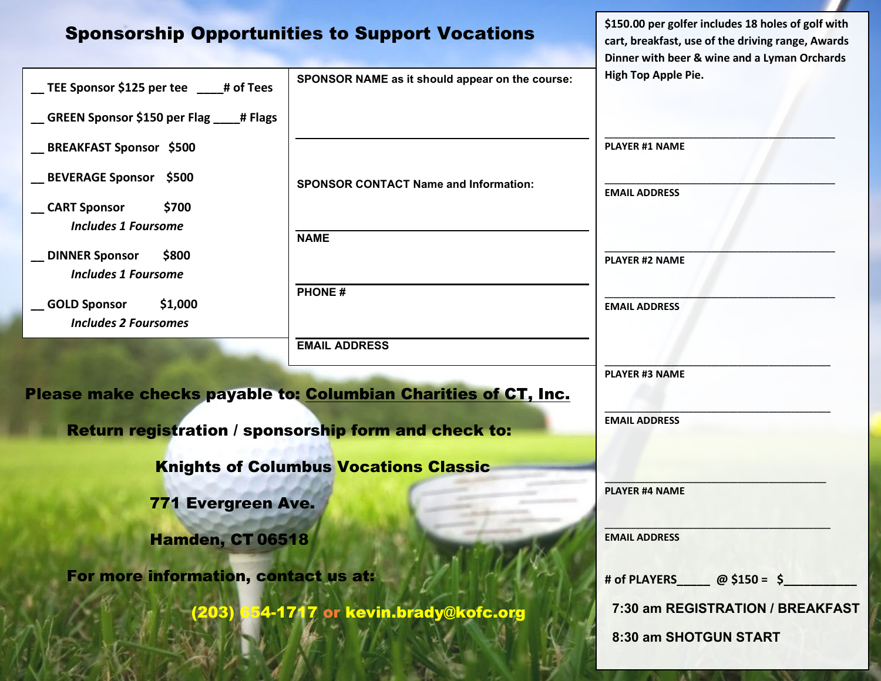## Sponsorship Opportunities to Support Vocations

__ TEE Sponsor $125 per tee ____# of Tees

__ GREEN Sponsor $150 per Flag ____# Flags

__ BREAKFAST Sponsor $500

__ BEVERAGE Sponsor $500

__ CART Sponsor $700
*Includes 1 Foursome*

__ DINNER Sponsor $800
*Includes 1 Foursome*

__ GOLD Sponsor $1,000
*Includes 2 Foursomes*

**SPONSOR NAME as it should appear on the course:**

______________________________________

**SPONSOR CONTACT Name and Information:**

______________________________________
**NAME**

______________________________________
**PHONE #**

______________________________________
**EMAIL ADDRESS**

**Please make checks payable to: Columbian Charities of CT, Inc.**

**Return registration / sponsorship form and check to:**

**Knights of Columbus Vocations Classic**

**771 Evergreen Ave.**

**Hamden, CT 06518**

**For more information, contact us at:**

**(203) 654-1717 or kevin.brady@kofc.org**

**$150.00 per golfer includes 18 holes of golf with cart, breakfast, use of the driving range, Awards Dinner with beer & wine and a Lyman Orchards High Top Apple Pie.**

______________________________________
**PLAYER #1 NAME**

______________________________________
**EMAIL ADDRESS**

______________________________________
**PLAYER #2 NAME**

______________________________________
**EMAIL ADDRESS**

______________________________________
**PLAYER #3 NAME**

______________________________________
**EMAIL ADDRESS**

______________________________________
**PLAYER #4 NAME**

______________________________________
**EMAIL ADDRESS**

**# of PLAYERS_____ @ $150 = $___________**

**7:30 am REGISTRATION / BREAKFAST**

**8:30 am SHOTGUN START**